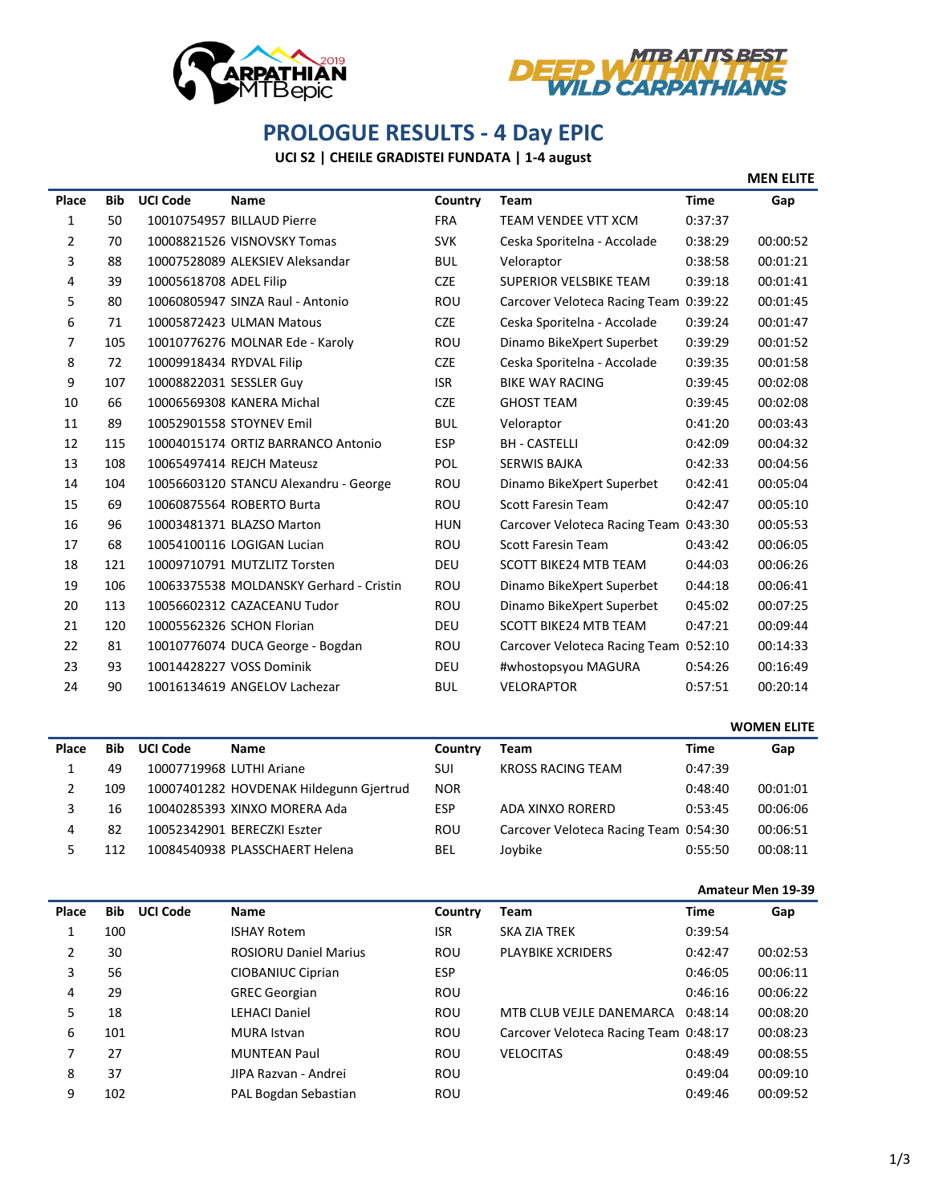# PROLOGUE RESULTS - 4 Day EPIC

**UCI S2 | CHEILE GRADISTEI FUNDATA | 1-4 august**

**MEN ELITE**

| Place | Bib | UCI Code | Name | Country | Team | Time | Gap |
|---|---|---|---|---|---|---|---|
| 1 | 50 | 10010754957 | BILLAUD Pierre | FRA | TEAM VENDEE VTT XCM | 0:37:37 | |
| 2 | 70 | 10008821526 | VISNOVSKY Tomas | SVK | Ceska Sporitelna - Accolade | 0:38:29 | 00:00:52 |
| 3 | 88 | 10007528089 | ALEKSIEV Aleksandar | BUL | Veloraptor | 0:38:58 | 00:01:21 |
| 4 | 39 | 10005618708 | ADEL Filip | CZE | SUPERIOR VELSBIKE TEAM | 0:39:18 | 00:01:41 |
| 5 | 80 | 10060805947 | SINZA Raul - Antonio | ROU | Carcover Veloteca Racing Team | 0:39:22 | 00:01:45 |
| 6 | 71 | 10005872423 | ULMAN Matous | CZE | Ceska Sporitelna - Accolade | 0:39:24 | 00:01:47 |
| 7 | 105 | 10010776276 | MOLNAR Ede - Karoly | ROU | Dinamo BikeXpert Superbet | 0:39:29 | 00:01:52 |
| 8 | 72 | 10009918434 | RYDVAL Filip | CZE | Ceska Sporitelna - Accolade | 0:39:35 | 00:01:58 |
| 9 | 107 | 10008822031 | SESSLER Guy | ISR | BIKE WAY RACING | 0:39:45 | 00:02:08 |
| 10 | 66 | 10006569308 | KANERA Michal | CZE | GHOST TEAM | 0:39:45 | 00:02:08 |
| 11 | 89 | 10052901558 | STOYNEV Emil | BUL | Veloraptor | 0:41:20 | 00:03:43 |
| 12 | 115 | 10004015174 | ORTIZ BARRANCO Antonio | ESP | BH - CASTELLI | 0:42:09 | 00:04:32 |
| 13 | 108 | 10065497414 | REJCH Mateusz | POL | SERWIS BAJKA | 0:42:33 | 00:04:56 |
| 14 | 104 | 10056603120 | STANCU Alexandru - George | ROU | Dinamo BikeXpert Superbet | 0:42:41 | 00:05:04 |
| 15 | 69 | 10060875564 | ROBERTO Burta | ROU | Scott Faresin Team | 0:42:47 | 00:05:10 |
| 16 | 96 | 10003481371 | BLAZSO Marton | HUN | Carcover Veloteca Racing Team | 0:43:30 | 00:05:53 |
| 17 | 68 | 10054100116 | LOGIGAN Lucian | ROU | Scott Faresin Team | 0:43:42 | 00:06:05 |
| 18 | 121 | 10009710791 | MUTZLITZ Torsten | DEU | SCOTT BIKE24 MTB TEAM | 0:44:03 | 00:06:26 |
| 19 | 106 | 10063375538 | MOLDANSKY Gerhard - Cristin | ROU | Dinamo BikeXpert Superbet | 0:44:18 | 00:06:41 |
| 20 | 113 | 10056602312 | CAZACEANU Tudor | ROU | Dinamo BikeXpert Superbet | 0:45:02 | 00:07:25 |
| 21 | 120 | 10005562326 | SCHON Florian | DEU | SCOTT BIKE24 MTB TEAM | 0:47:21 | 00:09:44 |
| 22 | 81 | 10010776074 | DUCA George - Bogdan | ROU | Carcover Veloteca Racing Team | 0:52:10 | 00:14:33 |
| 23 | 93 | 10014428227 | VOSS Dominik | DEU | #whostopsyou MAGURA | 0:54:26 | 00:16:49 |
| 24 | 90 | 10016134619 | ANGELOV Lachezar | BUL | VELORAPTOR | 0:57:51 | 00:20:14 |

**WOMEN ELITE**

| Place | Bib | UCI Code | Name | Country | Team | Time | Gap |
|---|---|---|---|---|---|---|---|
| 1 | 49 | 10007719968 | LUTHI Ariane | SUI | KROSS RACING TEAM | 0:47:39 | |
| 2 | 109 | 10007401282 | HOVDENAK Hildegunn Gjertrud | NOR | | 0:48:40 | 00:01:01 |
| 3 | 16 | 10040285393 | XINXO MORERA Ada | ESP | ADA XINXO RORERD | 0:53:45 | 00:06:06 |
| 4 | 82 | 10052342901 | BERECZKI Eszter | ROU | Carcover Veloteca Racing Team | 0:54:30 | 00:06:51 |
| 5 | 112 | 10084540938 | PLASSCHAERT Helena | BEL | Joybike | 0:55:50 | 00:08:11 |

**Amateur Men 19-39**

| Place | Bib | UCI Code | Name | Country | Team | Time | Gap |
|---|---|---|---|---|---|---|---|
| 1 | 100 | | ISHAY Rotem | ISR | SKA ZIA TREK | 0:39:54 | |
| 2 | 30 | | ROSIORU Daniel Marius | ROU | PLAYBIKE XCRIDERS | 0:42:47 | 00:02:53 |
| 3 | 56 | | CIOBANIUC Ciprian | ESP | | 0:46:05 | 00:06:11 |
| 4 | 29 | | GREC Georgian | ROU | | 0:46:16 | 00:06:22 |
| 5 | 18 | | LEHACI Daniel | ROU | MTB CLUB VEJLE DANEMARCA | 0:48:14 | 00:08:20 |
| 6 | 101 | | MURA Istvan | ROU | Carcover Veloteca Racing Team | 0:48:17 | 00:08:23 |
| 7 | 27 | | MUNTEAN Paul | ROU | VELOCITAS | 0:48:49 | 00:08:55 |
| 8 | 37 | | JIPA Razvan - Andrei | ROU | | 0:49:04 | 00:09:10 |
| 9 | 102 | | PAL Bogdan Sebastian | ROU | | 0:49:46 | 00:09:52 |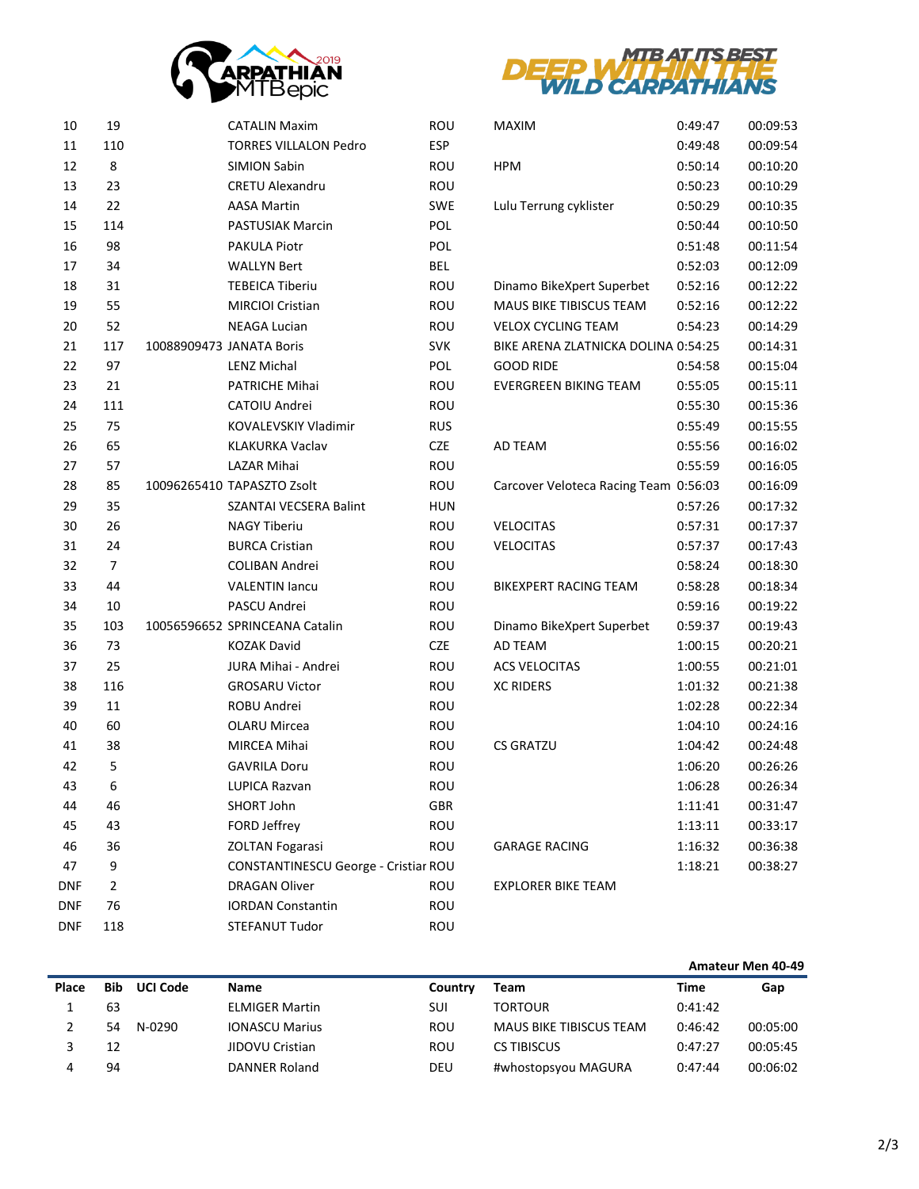| Place | Bib | UCI Code | Name | Country | Team | Time | Gap |
|---|---|---|---|---|---|---|---|
| 10 | 19 | | CATALIN Maxim | ROU | MAXIM | 0:49:47 | 00:09:53 |
| 11 | 110 | | TORRES VILLALON Pedro | ESP | | 0:49:48 | 00:09:54 |
| 12 | 8 | | SIMION Sabin | ROU | HPM | 0:50:14 | 00:10:20 |
| 13 | 23 | | CRETU Alexandru | ROU | | 0:50:23 | 00:10:29 |
| 14 | 22 | | AASA Martin | SWE | Lulu Terrung cyklister | 0:50:29 | 00:10:35 |
| 15 | 114 | | PASTUSIAK Marcin | POL | | 0:50:44 | 00:10:50 |
| 16 | 98 | | PAKULA Piotr | POL | | 0:51:48 | 00:11:54 |
| 17 | 34 | | WALLYN Bert | BEL | | 0:52:03 | 00:12:09 |
| 18 | 31 | | TEBEICA Tiberiu | ROU | Dinamo BikeXpert Superbet | 0:52:16 | 00:12:22 |
| 19 | 55 | | MIRCIOI Cristian | ROU | MAUS BIKE TIBISCUS TEAM | 0:52:16 | 00:12:22 |
| 20 | 52 | | NEAGA Lucian | ROU | VELOX CYCLING TEAM | 0:54:23 | 00:14:29 |
| 21 | 117 | 10088909473 | JANATA Boris | SVK | BIKE ARENA ZLATNICKA DOLINA | 0:54:25 | 00:14:31 |
| 22 | 97 | | LENZ Michal | POL | GOOD RIDE | 0:54:58 | 00:15:04 |
| 23 | 21 | | PATRICHE Mihai | ROU | EVERGREEN BIKING TEAM | 0:55:05 | 00:15:11 |
| 24 | 111 | | CATOIU Andrei | ROU | | 0:55:30 | 00:15:36 |
| 25 | 75 | | KOVALEVSKIY Vladimir | RUS | | 0:55:49 | 00:15:55 |
| 26 | 65 | | KLAKURKA Vaclav | CZE | AD TEAM | 0:55:56 | 00:16:02 |
| 27 | 57 | | LAZAR Mihai | ROU | | 0:55:59 | 00:16:05 |
| 28 | 85 | 10096265410 | TAPASZTO Zsolt | ROU | Carcover Veloteca Racing Team | 0:56:03 | 00:16:09 |
| 29 | 35 | | SZANTAI VECSERA Balint | HUN | | 0:57:26 | 00:17:32 |
| 30 | 26 | | NAGY Tiberiu | ROU | VELOCITAS | 0:57:31 | 00:17:37 |
| 31 | 24 | | BURCA Cristian | ROU | VELOCITAS | 0:57:37 | 00:17:43 |
| 32 | 7 | | COLIBAN Andrei | ROU | | 0:58:24 | 00:18:30 |
| 33 | 44 | | VALENTIN Iancu | ROU | BIKEXPERT RACING TEAM | 0:58:28 | 00:18:34 |
| 34 | 10 | | PASCU Andrei | ROU | | 0:59:16 | 00:19:22 |
| 35 | 103 | 10056596652 | SPRINCEANA Catalin | ROU | Dinamo BikeXpert Superbet | 0:59:37 | 00:19:43 |
| 36 | 73 | | KOZAK David | CZE | AD TEAM | 1:00:15 | 00:20:21 |
| 37 | 25 | | JURA Mihai - Andrei | ROU | ACS VELOCITAS | 1:00:55 | 00:21:01 |
| 38 | 116 | | GROSARU Victor | ROU | XC RIDERS | 1:01:32 | 00:21:38 |
| 39 | 11 | | ROBU Andrei | ROU | | 1:02:28 | 00:22:34 |
| 40 | 60 | | OLARU Mircea | ROU | | 1:04:10 | 00:24:16 |
| 41 | 38 | | MIRCEA Mihai | ROU | CS GRATZU | 1:04:42 | 00:24:48 |
| 42 | 5 | | GAVRILA Doru | ROU | | 1:06:20 | 00:26:26 |
| 43 | 6 | | LUPICA Razvan | ROU | | 1:06:28 | 00:26:34 |
| 44 | 46 | | SHORT John | GBR | | 1:11:41 | 00:31:47 |
| 45 | 43 | | FORD Jeffrey | ROU | | 1:13:11 | 00:33:17 |
| 46 | 36 | | ZOLTAN Fogarasi | ROU | GARAGE RACING | 1:16:32 | 00:36:38 |
| 47 | 9 | | CONSTANTINESCU George - Cristiar | ROU | | 1:18:21 | 00:38:27 |
| DNF | 2 | | DRAGAN Oliver | ROU | EXPLORER BIKE TEAM | | |
| DNF | 76 | | IORDAN Constantin | ROU | | | |
| DNF | 118 | | STEFANUT Tudor | ROU | | | |

**Amateur Men 40-49**

| Place | Bib | UCI Code | Name | Country | Team | Time | Gap |
|---|---|---|---|---|---|---|---|
| 1 | 63 | | ELMIGER Martin | SUI | TORTOUR | 0:41:42 | |
| 2 | 54 | N-0290 | IONASCU Marius | ROU | MAUS BIKE TIBISCUS TEAM | 0:46:42 | 00:05:00 |
| 3 | 12 | | JIDOVU Cristian | ROU | CS TIBISCUS | 0:47:27 | 00:05:45 |
| 4 | 94 | | DANNER Roland | DEU | #whostopsyou MAGURA | 0:47:44 | 00:06:02 |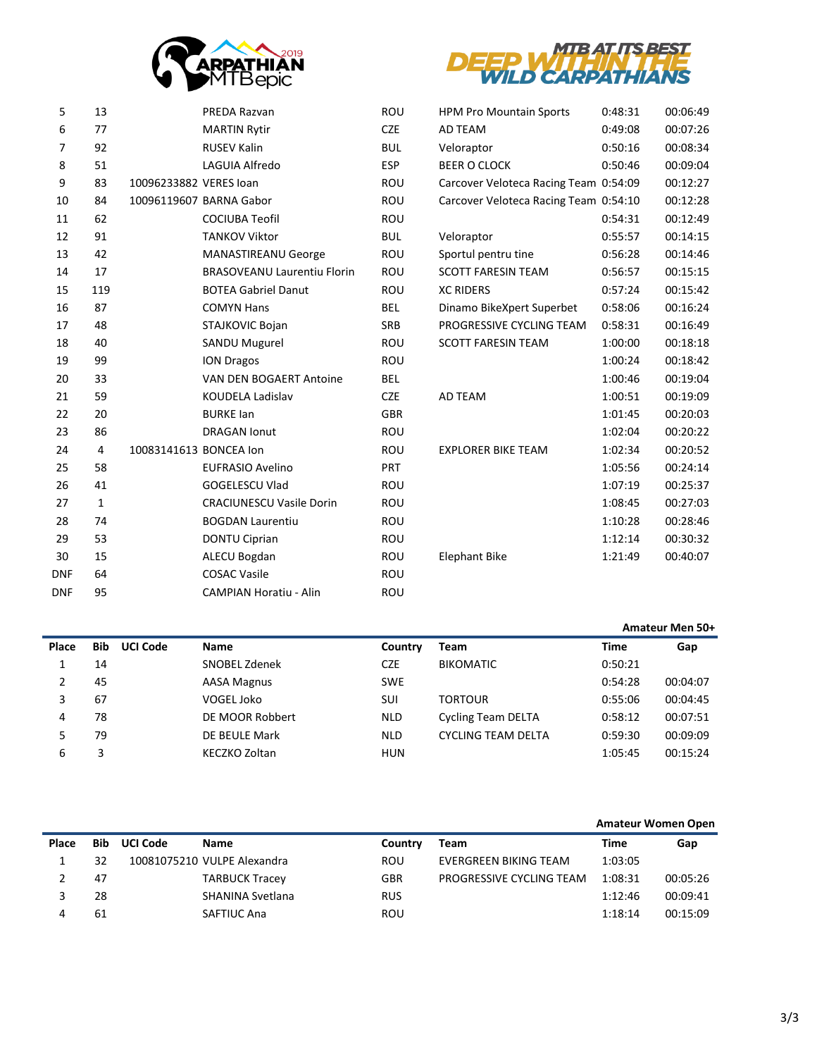| | | | | | | | |
|---|---|---|---|---|---|---|---|
| 5 | 13 | | PREDA Razvan | ROU | HPM Pro Mountain Sports | 0:48:31 | 00:06:49 |
| 6 | 77 | | MARTIN Rytir | CZE | AD TEAM | 0:49:08 | 00:07:26 |
| 7 | 92 | | RUSEV Kalin | BUL | Veloraptor | 0:50:16 | 00:08:34 |
| 8 | 51 | | LAGUIA Alfredo | ESP | BEER O CLOCK | 0:50:46 | 00:09:04 |
| 9 | 83 | 10096233882 | VERES Ioan | ROU | Carcover Veloteca Racing Team | 0:54:09 | 00:12:27 |
| 10 | 84 | 10096119607 | BARNA Gabor | ROU | Carcover Veloteca Racing Team | 0:54:10 | 00:12:28 |
| 11 | 62 | | COCIUBA Teofil | ROU | | 0:54:31 | 00:12:49 |
| 12 | 91 | | TANKOV Viktor | BUL | Veloraptor | 0:55:57 | 00:14:15 |
| 13 | 42 | | MANASTIREANU George | ROU | Sportul pentru tine | 0:56:28 | 00:14:46 |
| 14 | 17 | | BRASOVEANU Laurentiu Florin | ROU | SCOTT FARESIN TEAM | 0:56:57 | 00:15:15 |
| 15 | 119 | | BOTEA Gabriel Danut | ROU | XC RIDERS | 0:57:24 | 00:15:42 |
| 16 | 87 | | COMYN Hans | BEL | Dinamo BikeXpert Superbet | 0:58:06 | 00:16:24 |
| 17 | 48 | | STAJKOVIC Bojan | SRB | PROGRESSIVE CYCLING TEAM | 0:58:31 | 00:16:49 |
| 18 | 40 | | SANDU Mugurel | ROU | SCOTT FARESIN TEAM | 1:00:00 | 00:18:18 |
| 19 | 99 | | ION Dragos | ROU | | 1:00:24 | 00:18:42 |
| 20 | 33 | | VAN DEN BOGAERT Antoine | BEL | | 1:00:46 | 00:19:04 |
| 21 | 59 | | KOUDELA Ladislav | CZE | AD TEAM | 1:00:51 | 00:19:09 |
| 22 | 20 | | BURKE Ian | GBR | | 1:01:45 | 00:20:03 |
| 23 | 86 | | DRAGAN Ionut | ROU | | 1:02:04 | 00:20:22 |
| 24 | 4 | 10083141613 | BONCEA Ion | ROU | EXPLORER BIKE TEAM | 1:02:34 | 00:20:52 |
| 25 | 58 | | EUFRASIO Avelino | PRT | | 1:05:56 | 00:24:14 |
| 26 | 41 | | GOGELESCU Vlad | ROU | | 1:07:19 | 00:25:37 |
| 27 | 1 | | CRACIUNESCU Vasile Dorin | ROU | | 1:08:45 | 00:27:03 |
| 28 | 74 | | BOGDAN Laurentiu | ROU | | 1:10:28 | 00:28:46 |
| 29 | 53 | | DONTU Ciprian | ROU | | 1:12:14 | 00:30:32 |
| 30 | 15 | | ALECU Bogdan | ROU | Elephant Bike | 1:21:49 | 00:40:07 |
| DNF | 64 | | COSAC Vasile | ROU | | | |
| DNF | 95 | | CAMPIAN Horatiu - Alin | ROU | | | |

**Amateur Men 50+**

| Place | Bib | UCI Code | Name | Country | Team | Time | Gap |
|---|---|---|---|---|---|---|---|
| 1 | 14 | | SNOBEL Zdenek | CZE | BIKOMATIC | 0:50:21 | |
| 2 | 45 | | AASA Magnus | SWE | | 0:54:28 | 00:04:07 |
| 3 | 67 | | VOGEL Joko | SUI | TORTOUR | 0:55:06 | 00:04:45 |
| 4 | 78 | | DE MOOR Robbert | NLD | Cycling Team DELTA | 0:58:12 | 00:07:51 |
| 5 | 79 | | DE BEULE Mark | NLD | CYCLING TEAM DELTA | 0:59:30 | 00:09:09 |
| 6 | 3 | | KECZKO Zoltan | HUN | | 1:05:45 | 00:15:24 |

**Amateur Women Open**

| Place | Bib | UCI Code | Name | Country | Team | Time | Gap |
|---|---|---|---|---|---|---|---|
| 1 | 32 | 10081075210 | VULPE Alexandra | ROU | EVERGREEN BIKING TEAM | 1:03:05 | |
| 2 | 47 | | TARBUCK Tracey | GBR | PROGRESSIVE CYCLING TEAM | 1:08:31 | 00:05:26 |
| 3 | 28 | | SHANINA Svetlana | RUS | | 1:12:46 | 00:09:41 |
| 4 | 61 | | SAFTIUC Ana | ROU | | 1:18:14 | 00:15:09 |